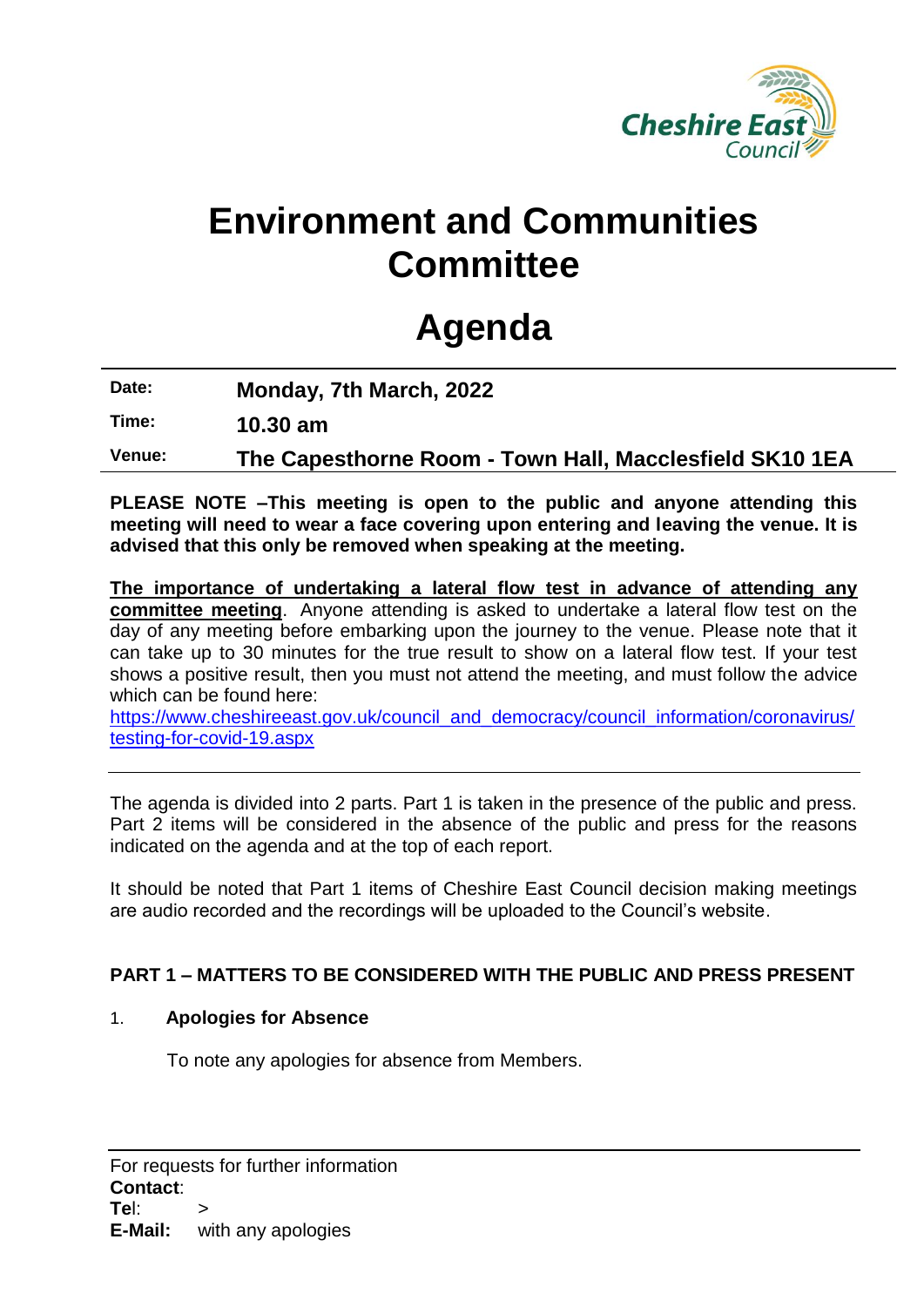Cheshire East Council

# Environment and Communities Committee

# Agenda

| | |
|---|---|
| **Date:** | **Monday, 7th March, 2022** |
| **Time:** | **10.30 am** |
| **Venue:** | **The Capesthorne Room - Town Hall, Macclesfield SK10 1EA** |

**PLEASE NOTE –This meeting is open to the public and anyone attending this meeting will need to wear a face covering upon entering and leaving the venue. It is advised that this only be removed when speaking at the meeting.**

**The importance of undertaking a lateral flow test in advance of attending any committee meeting**. Anyone attending is asked to undertake a lateral flow test on the day of any meeting before embarking upon the journey to the venue. Please note that it can take up to 30 minutes for the true result to show on a lateral flow test. If your test shows a positive result, then you must not attend the meeting, and must follow the advice which can be found here:
https://www.cheshireeast.gov.uk/council_and_democracy/council_information/coronavirus/testing-for-covid-19.aspx

---

The agenda is divided into 2 parts. Part 1 is taken in the presence of the public and press. Part 2 items will be considered in the absence of the public and press for the reasons indicated on the agenda and at the top of each report.

It should be noted that Part 1 items of Cheshire East Council decision making meetings are audio recorded and the recordings will be uploaded to the Council's website.

**PART 1 – MATTERS TO BE CONSIDERED WITH THE PUBLIC AND PRESS PRESENT**

1. **Apologies for Absence**

   To note any apologies for absence from Members.

---

For requests for further information
**Contact**:
**Tel**: >
**E-Mail:** with any apologies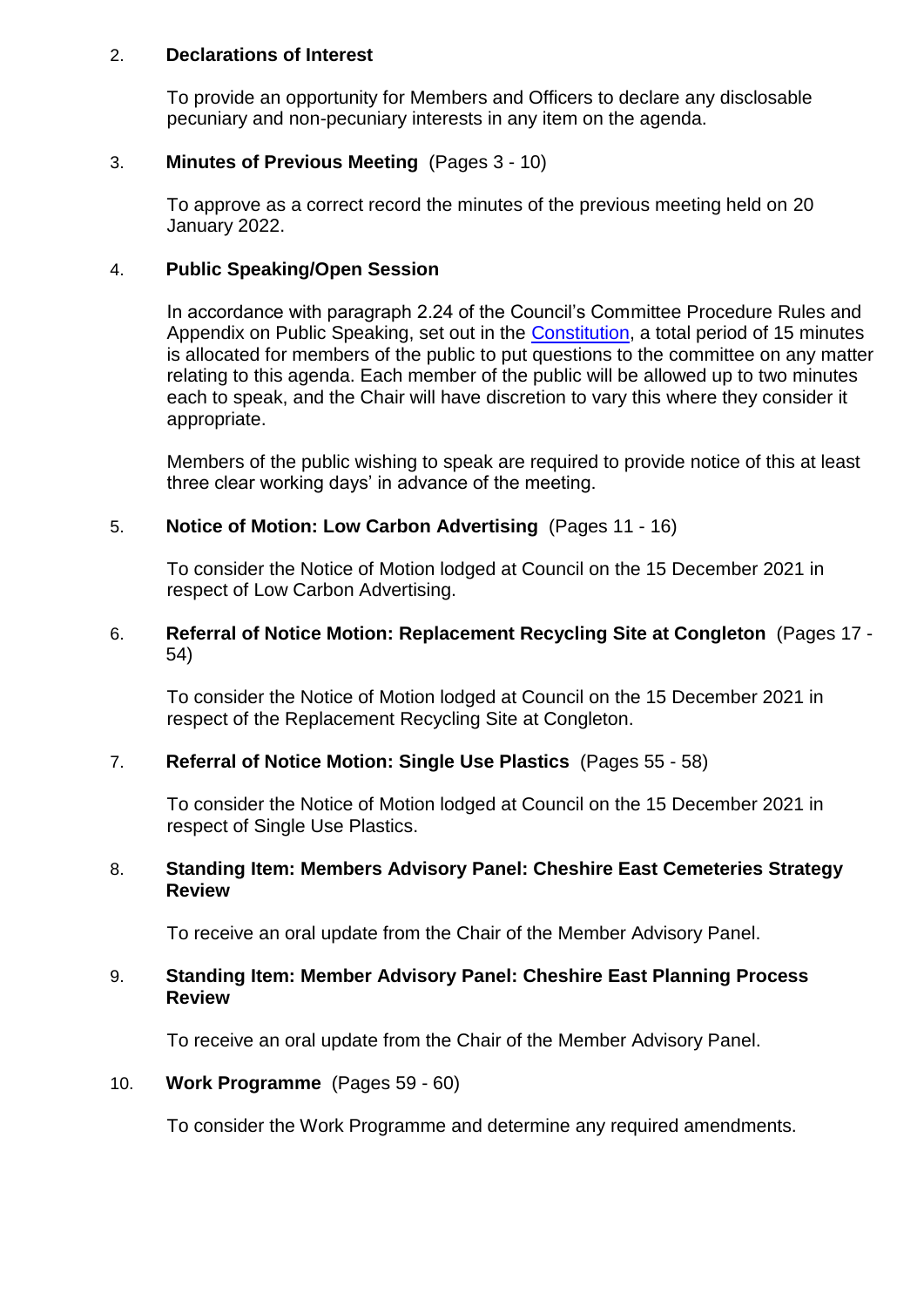2. **Declarations of Interest**

   To provide an opportunity for Members and Officers to declare any disclosable pecuniary and non-pecuniary interests in any item on the agenda.

3. **Minutes of Previous Meeting** (Pages 3 - 10)

   To approve as a correct record the minutes of the previous meeting held on 20 January 2022.

4. **Public Speaking/Open Session**

   In accordance with paragraph 2.24 of the Council's Committee Procedure Rules and Appendix on Public Speaking, set out in the Constitution, a total period of 15 minutes is allocated for members of the public to put questions to the committee on any matter relating to this agenda. Each member of the public will be allowed up to two minutes each to speak, and the Chair will have discretion to vary this where they consider it appropriate.

   Members of the public wishing to speak are required to provide notice of this at least three clear working days' in advance of the meeting.

5. **Notice of Motion: Low Carbon Advertising** (Pages 11 - 16)

   To consider the Notice of Motion lodged at Council on the 15 December 2021 in respect of Low Carbon Advertising.

6. **Referral of Notice Motion: Replacement Recycling Site at Congleton** (Pages 17 - 54)

   To consider the Notice of Motion lodged at Council on the 15 December 2021 in respect of the Replacement Recycling Site at Congleton.

7. **Referral of Notice Motion: Single Use Plastics** (Pages 55 - 58)

   To consider the Notice of Motion lodged at Council on the 15 December 2021 in respect of Single Use Plastics.

8. **Standing Item: Members Advisory Panel: Cheshire East Cemeteries Strategy Review**

   To receive an oral update from the Chair of the Member Advisory Panel.

9. **Standing Item: Member Advisory Panel: Cheshire East Planning Process Review**

   To receive an oral update from the Chair of the Member Advisory Panel.

10. **Work Programme** (Pages 59 - 60)

    To consider the Work Programme and determine any required amendments.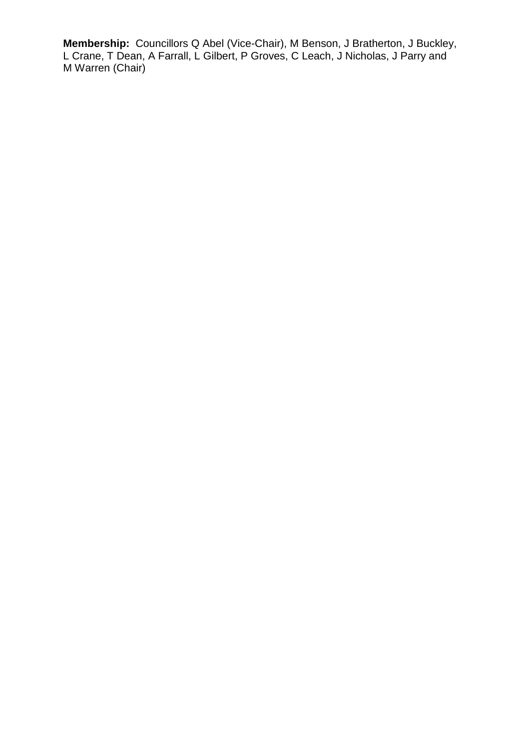**Membership:** Councillors Q Abel (Vice-Chair), M Benson, J Bratherton, J Buckley, L Crane, T Dean, A Farrall, L Gilbert, P Groves, C Leach, J Nicholas, J Parry and M Warren (Chair)